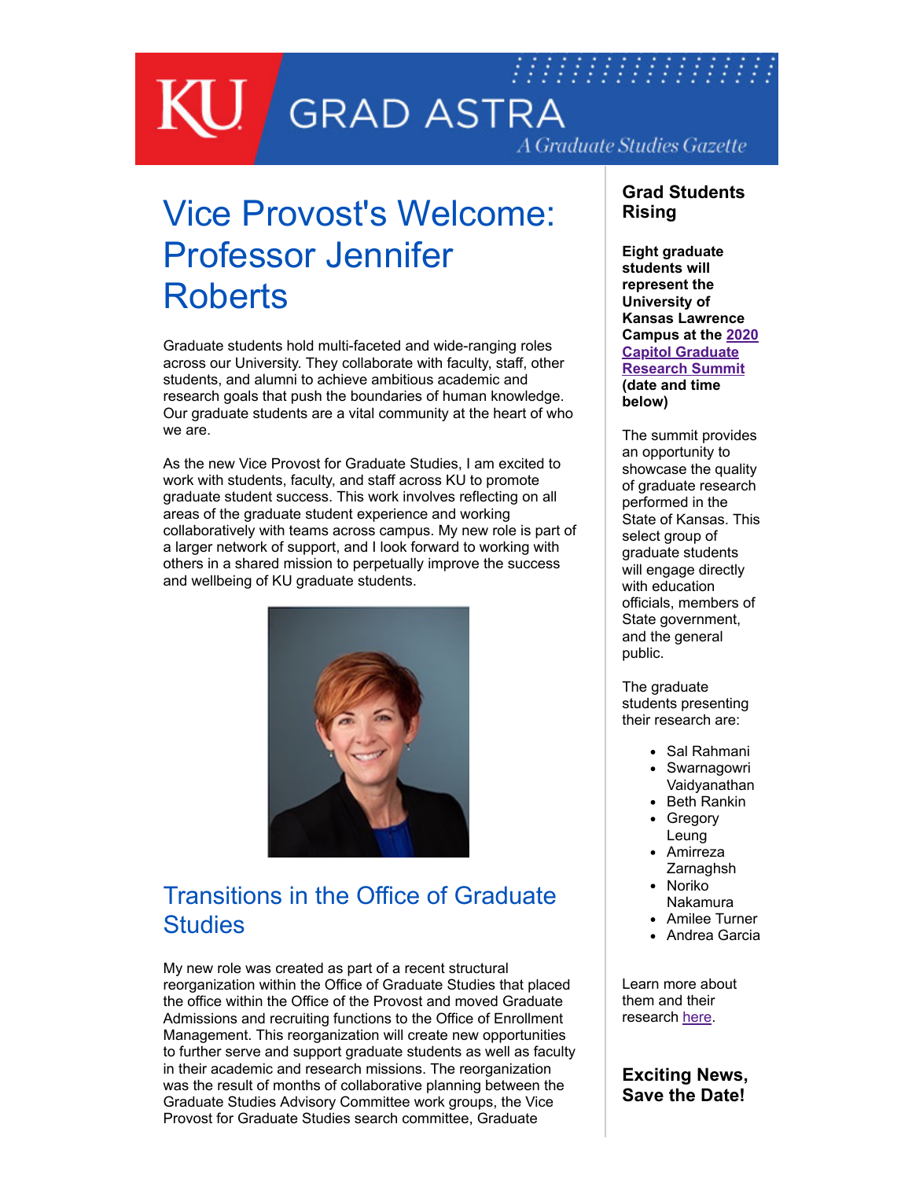# KU GRAD ASTRA

*A Graduate Studies Gazette*

## Vice Provost's Welcome: Professor Jennifer Roberts

Graduate students hold multi-faceted and wide-ranging roles across our University. They collaborate with faculty, staff, other students, and alumni to achieve ambitious academic and research goals that push the boundaries of human knowledge. Our graduate students are a vital community at the heart of who we are.

As the new Vice Provost for Graduate Studies, I am excited to work with students, faculty, and staff across KU to promote graduate student success. This work involves reflecting on all areas of the graduate student experience and working collaboratively with teams across campus. My new role is part of a larger network of support, and I look forward to working with others in a shared mission to perpetually improve the success and wellbeing of KU graduate students.

## Transitions in the Office of Graduate Studies

My new role was created as part of a recent structural reorganization within the Office of Graduate Studies that placed the office within the Office of the Provost and moved Graduate Admissions and recruiting functions to the Office of Enrollment Management. This reorganization will create new opportunities to further serve and support graduate students as well as faculty in their academic and research missions. The reorganization was the result of months of collaborative planning between the Graduate Studies Advisory Committee work groups, the Vice Provost for Graduate Studies search committee, Graduate

### Grad Students Rising

**Eight graduate students will represent the University of Kansas Lawrence Campus at the 2020 Capitol Graduate Research Summit (date and time below)**

The summit provides an opportunity to showcase the quality of graduate research performed in the State of Kansas. This select group of graduate students will engage directly with education officials, members of State government, and the general public.

The graduate students presenting their research are:

- Sal Rahmani
- Swarnagowri Vaidyanathan
- Beth Rankin
- Gregory Leung
- Amirreza Zarnaghsh
- Noriko Nakamura
- Amilee Turner
- Andrea Garcia

Learn more about them and their research here.

### Exciting News, Save the Date!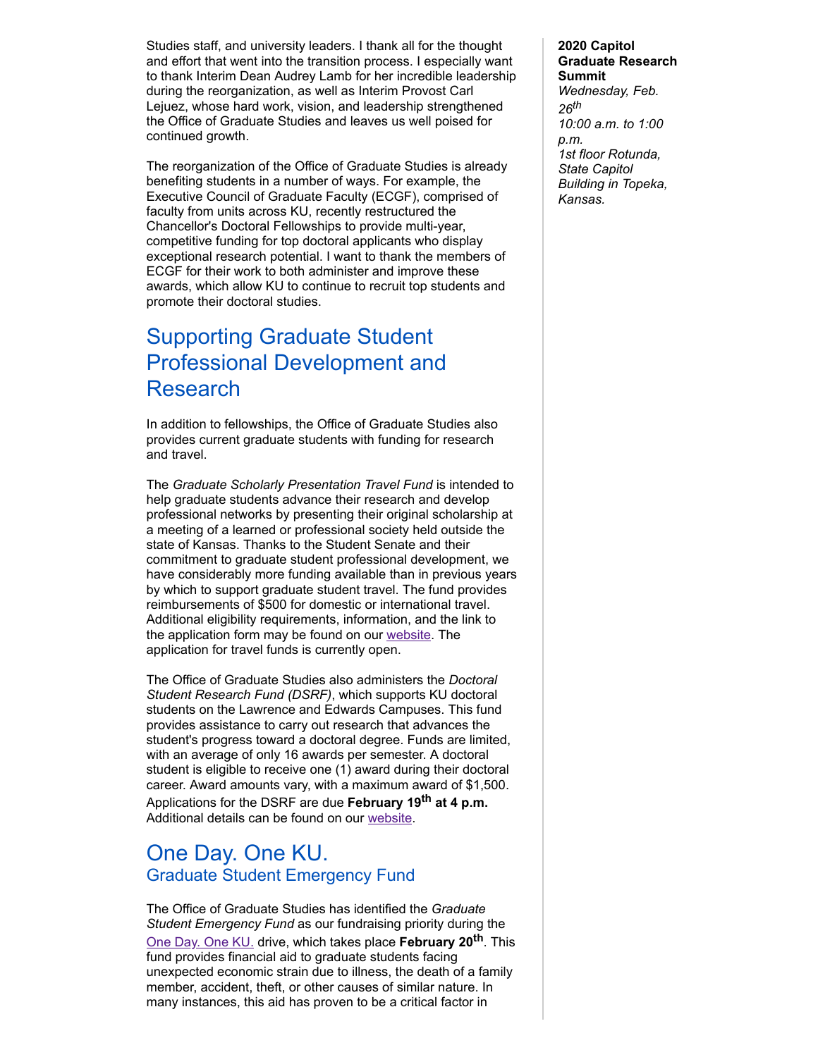Studies staff, and university leaders. I thank all for the thought and effort that went into the transition process. I especially want to thank Interim Dean Audrey Lamb for her incredible leadership during the reorganization, as well as Interim Provost Carl Lejuez, whose hard work, vision, and leadership strengthened the Office of Graduate Studies and leaves us well poised for continued growth.

The reorganization of the Office of Graduate Studies is already benefiting students in a number of ways. For example, the Executive Council of Graduate Faculty (ECGF), comprised of faculty from units across KU, recently restructured the Chancellor's Doctoral Fellowships to provide multi-year, competitive funding for top doctoral applicants who display exceptional research potential. I want to thank the members of ECGF for their work to both administer and improve these awards, which allow KU to continue to recruit top students and promote their doctoral studies.

## Supporting Graduate Student Professional Development and Research

In addition to fellowships, the Office of Graduate Studies also provides current graduate students with funding for research and travel.

The *Graduate Scholarly Presentation Travel Fund* is intended to help graduate students advance their research and develop professional networks by presenting their original scholarship at a meeting of a learned or professional society held outside the state of Kansas. Thanks to the Student Senate and their commitment to graduate student professional development, we have considerably more funding available than in previous years by which to support graduate student travel. The fund provides reimbursements of $500 for domestic or international travel. Additional eligibility requirements, information, and the link to the application form may be found on our website. The application for travel funds is currently open.

The Office of Graduate Studies also administers the *Doctoral Student Research Fund (DSRF)*, which supports KU doctoral students on the Lawrence and Edwards Campuses. This fund provides assistance to carry out research that advances the student's progress toward a doctoral degree. Funds are limited, with an average of only 16 awards per semester. A doctoral student is eligible to receive one (1) award during their doctoral career. Award amounts vary, with a maximum award of $1,500. Applications for the DSRF are due **February 19th at 4 p.m.** Additional details can be found on our website.

## One Day. One KU.

### Graduate Student Emergency Fund

The Office of Graduate Studies has identified the *Graduate Student Emergency Fund* as our fundraising priority during the One Day. One KU. drive, which takes place **February 20th**. This fund provides financial aid to graduate students facing unexpected economic strain due to illness, the death of a family member, accident, theft, or other causes of similar nature. In many instances, this aid has proven to be a critical factor in

**2020 Capitol Graduate Research Summit**
*Wednesday, Feb. 26th*
*10:00 a.m. to 1:00 p.m.*
*1st floor Rotunda, State Capitol Building in Topeka, Kansas.*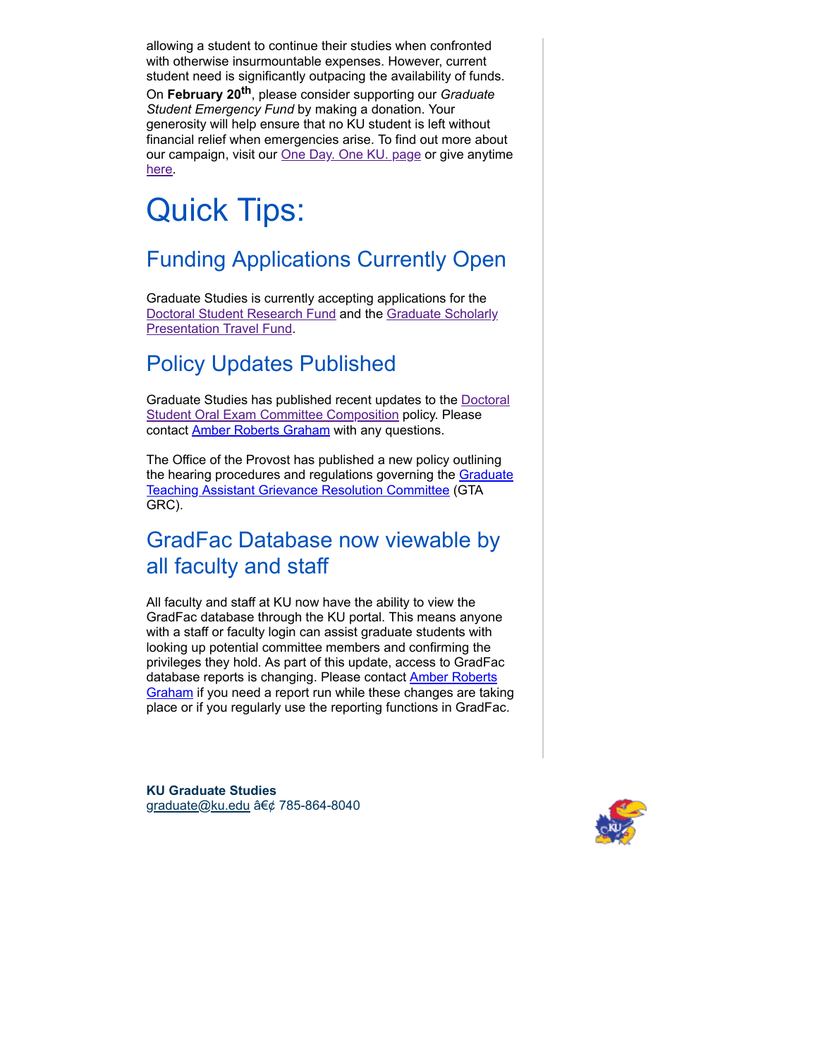allowing a student to continue their studies when confronted with otherwise insurmountable expenses. However, current student need is significantly outpacing the availability of funds. On **February 20th**, please consider supporting our *Graduate Student Emergency Fund* by making a donation. Your generosity will help ensure that no KU student is left without financial relief when emergencies arise. To find out more about our campaign, visit our [One Day. One KU. page]() or give anytime [here]().

# Quick Tips:

## Funding Applications Currently Open

Graduate Studies is currently accepting applications for the [Doctoral Student Research Fund]() and the [Graduate Scholarly Presentation Travel Fund]().

## Policy Updates Published

Graduate Studies has published recent updates to the [Doctoral Student Oral Exam Committee Composition]() policy. Please contact [Amber Roberts Graham]() with any questions.

The Office of the Provost has published a new policy outlining the hearing procedures and regulations governing the [Graduate Teaching Assistant Grievance Resolution Committee]() (GTA GRC).

## GradFac Database now viewable by all faculty and staff

All faculty and staff at KU now have the ability to view the GradFac database through the KU portal. This means anyone with a staff or faculty login can assist graduate students with looking up potential committee members and confirming the privileges they hold. As part of this update, access to GradFac database reports is changing. Please contact [Amber Roberts Graham]() if you need a report run while these changes are taking place or if you regularly use the reporting functions in GradFac.

**KU Graduate Studies**
[graduate@ku.edu]() â€¢ 785-864-8040